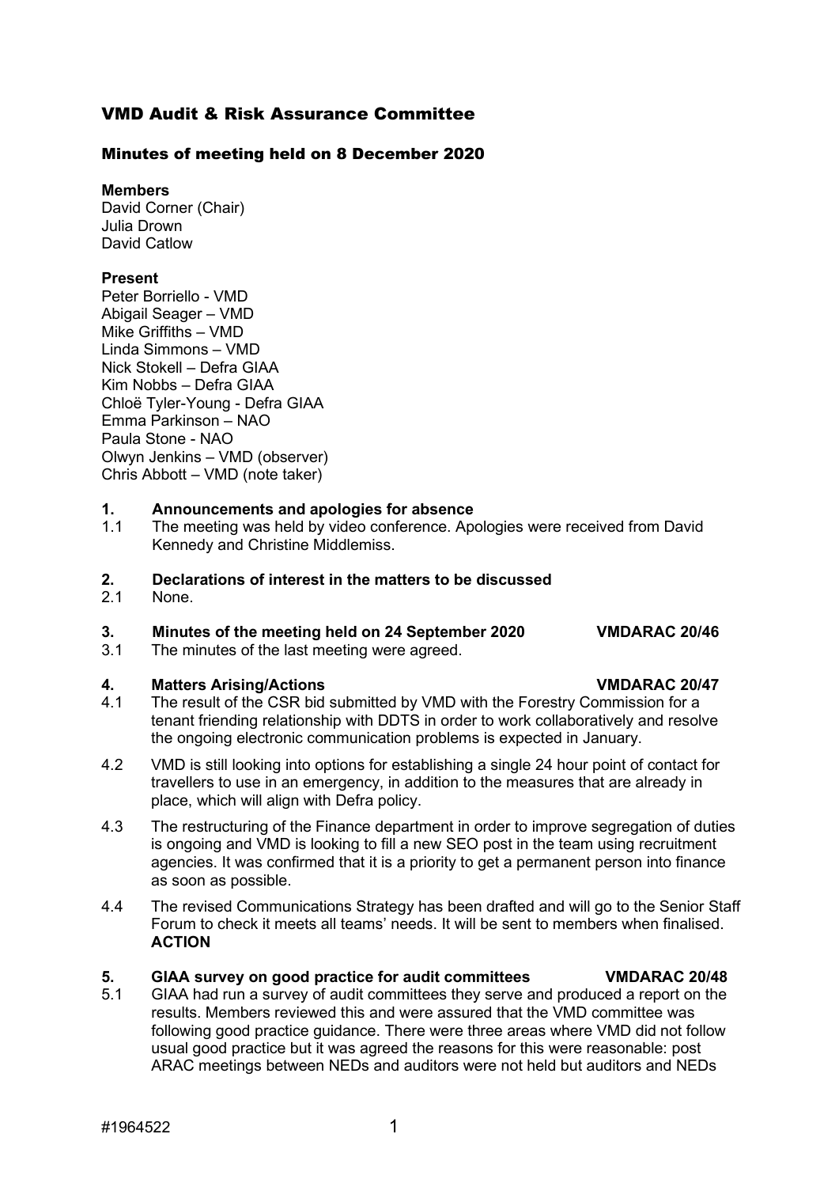# VMD Audit & Risk Assurance Committee

## Minutes of meeting held on 8 December 2020

**Members**
David Corner (Chair)
Julia Drown
David Catlow

**Present**
Peter Borriello - VMD
Abigail Seager – VMD
Mike Griffiths – VMD
Linda Simmons – VMD
Nick Stokell – Defra GIAA
Kim Nobbs – Defra GIAA
Chloë Tyler-Young - Defra GIAA
Emma Parkinson – NAO
Paula Stone - NAO
Olwyn Jenkins – VMD (observer)
Chris Abbott – VMD (note taker)

**1. Announcements and apologies for absence**

1.1 The meeting was held by video conference. Apologies were received from David Kennedy and Christine Middlemiss.

**2. Declarations of interest in the matters to be discussed**

2.1 None.

**3. Minutes of the meeting held on 24 September 2020 VMDARAC 20/46**

3.1 The minutes of the last meeting were agreed.

**4. Matters Arising/Actions VMDARAC 20/47**

4.1 The result of the CSR bid submitted by VMD with the Forestry Commission for a tenant friending relationship with DDTS in order to work collaboratively and resolve the ongoing electronic communication problems is expected in January.

4.2 VMD is still looking into options for establishing a single 24 hour point of contact for travellers to use in an emergency, in addition to the measures that are already in place, which will align with Defra policy.

4.3 The restructuring of the Finance department in order to improve segregation of duties is ongoing and VMD is looking to fill a new SEO post in the team using recruitment agencies. It was confirmed that it is a priority to get a permanent person into finance as soon as possible.

4.4 The revised Communications Strategy has been drafted and will go to the Senior Staff Forum to check it meets all teams' needs. It will be sent to members when finalised. **ACTION**

**5. GIAA survey on good practice for audit committees VMDARAC 20/48**

5.1 GIAA had run a survey of audit committees they serve and produced a report on the results. Members reviewed this and were assured that the VMD committee was following good practice guidance. There were three areas where VMD did not follow usual good practice but it was agreed the reasons for this were reasonable: post ARAC meetings between NEDs and auditors were not held but auditors and NEDs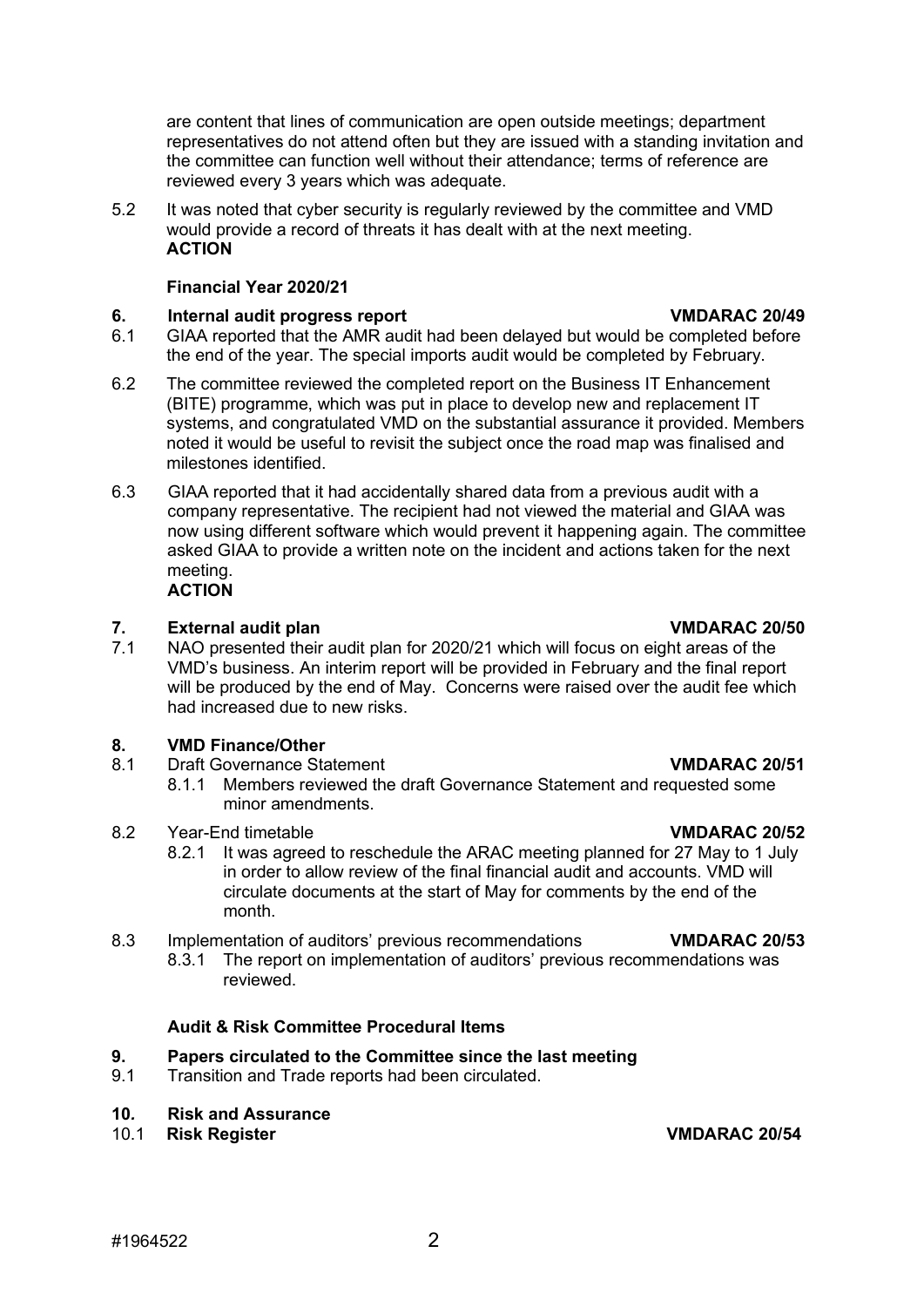are content that lines of communication are open outside meetings; department representatives do not attend often but they are issued with a standing invitation and the committee can function well without their attendance; terms of reference are reviewed every 3 years which was adequate.

5.2 It was noted that cyber security is regularly reviewed by the committee and VMD would provide a record of threats it has dealt with at the next meeting.
**ACTION**

**Financial Year 2020/21**

**6. Internal audit progress report** **VMDARAC 20/49**

6.1 GIAA reported that the AMR audit had been delayed but would be completed before the end of the year. The special imports audit would be completed by February.

6.2 The committee reviewed the completed report on the Business IT Enhancement (BITE) programme, which was put in place to develop new and replacement IT systems, and congratulated VMD on the substantial assurance it provided. Members noted it would be useful to revisit the subject once the road map was finalised and milestones identified.

6.3 GIAA reported that it had accidentally shared data from a previous audit with a company representative. The recipient had not viewed the material and GIAA was now using different software which would prevent it happening again. The committee asked GIAA to provide a written note on the incident and actions taken for the next meeting.
**ACTION**

**7. External audit plan** **VMDARAC 20/50**

7.1 NAO presented their audit plan for 2020/21 which will focus on eight areas of the VMD's business. An interim report will be provided in February and the final report will be produced by the end of May. Concerns were raised over the audit fee which had increased due to new risks.

**8. VMD Finance/Other**

8.1 Draft Governance Statement **VMDARAC 20/51**

8.1.1 Members reviewed the draft Governance Statement and requested some minor amendments.

8.2 Year-End timetable **VMDARAC 20/52**

8.2.1 It was agreed to reschedule the ARAC meeting planned for 27 May to 1 July in order to allow review of the final financial audit and accounts. VMD will circulate documents at the start of May for comments by the end of the month.

8.3 Implementation of auditors' previous recommendations **VMDARAC 20/53**

8.3.1 The report on implementation of auditors' previous recommendations was reviewed.

**Audit & Risk Committee Procedural Items**

**9. Papers circulated to the Committee since the last meeting**

9.1 Transition and Trade reports had been circulated.

**10. Risk and Assurance**

10.1 **Risk Register** **VMDARAC 20/54**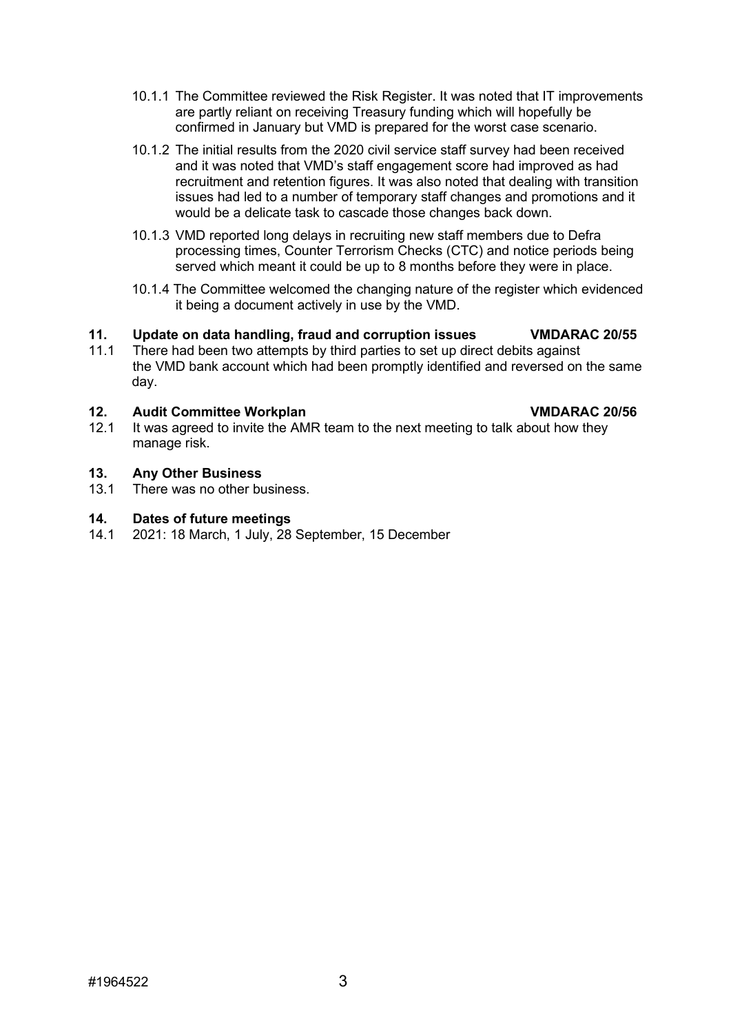10.1.1 The Committee reviewed the Risk Register. It was noted that IT improvements are partly reliant on receiving Treasury funding which will hopefully be confirmed in January but VMD is prepared for the worst case scenario.

10.1.2 The initial results from the 2020 civil service staff survey had been received and it was noted that VMD's staff engagement score had improved as had recruitment and retention figures. It was also noted that dealing with transition issues had led to a number of temporary staff changes and promotions and it would be a delicate task to cascade those changes back down.

10.1.3 VMD reported long delays in recruiting new staff members due to Defra processing times, Counter Terrorism Checks (CTC) and notice periods being served which meant it could be up to 8 months before they were in place.

10.1.4 The Committee welcomed the changing nature of the register which evidenced it being a document actively in use by the VMD.

**11. Update on data handling, fraud and corruption issues VMDARAC 20/55**

11.1 There had been two attempts by third parties to set up direct debits against the VMD bank account which had been promptly identified and reversed on the same day.

**12. Audit Committee Workplan VMDARAC 20/56**

12.1 It was agreed to invite the AMR team to the next meeting to talk about how they manage risk.

**13. Any Other Business**

13.1 There was no other business.

**14. Dates of future meetings**

14.1 2021: 18 March, 1 July, 28 September, 15 December

#1964522